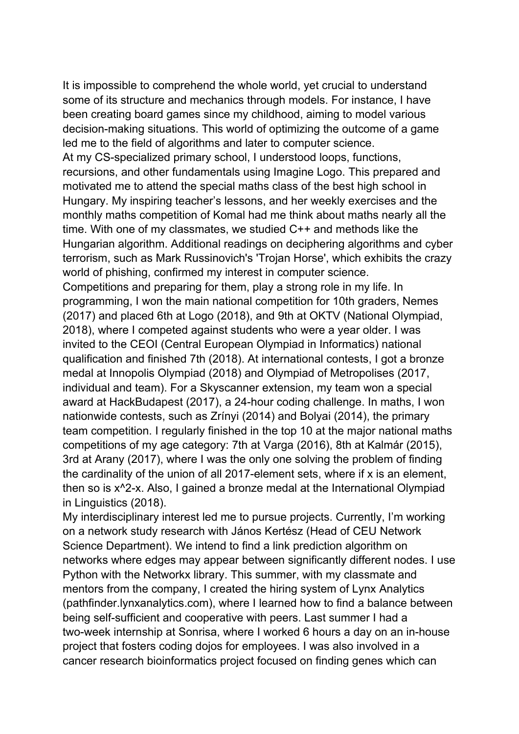It is impossible to comprehend the whole world, yet crucial to understand some of its structure and mechanics through models. For instance, I have been creating board games since my childhood, aiming to model various decision-making situations. This world of optimizing the outcome of a game led me to the field of algorithms and later to computer science.

At my CS-specialized primary school, I understood loops, functions, recursions, and other fundamentals using Imagine Logo. This prepared and motivated me to attend the special maths class of the best high school in Hungary. My inspiring teacher's lessons, and her weekly exercises and the monthly maths competition of Komal had me think about maths nearly all the time. With one of my classmates, we studied C++ and methods like the Hungarian algorithm. Additional readings on deciphering algorithms and cyber terrorism, such as Mark Russinovich's 'Trojan Horse', which exhibits the crazy world of phishing, confirmed my interest in computer science.

Competitions and preparing for them, play a strong role in my life. In programming, I won the main national competition for 10th graders, Nemes (2017) and placed 6th at Logo (2018), and 9th at OKTV (National Olympiad, 2018), where I competed against students who were a year older. I was invited to the CEOI (Central European Olympiad in Informatics) national qualification and finished 7th (2018). At international contests, I got a bronze medal at Innopolis Olympiad (2018) and Olympiad of Metropolises (2017, individual and team). For a Skyscanner extension, my team won a special award at HackBudapest (2017), a 24-hour coding challenge. In maths, I won nationwide contests, such as Zrínyi (2014) and Bolyai (2014), the primary team competition. I regularly finished in the top 10 at the major national maths competitions of my age category: 7th at Varga (2016), 8th at Kalmár (2015), 3rd at Arany (2017), where I was the only one solving the problem of finding the cardinality of the union of all 2017-element sets, where if x is an element, then so is $x^2-x$. Also, I gained a bronze medal at the International Olympiad in Linguistics (2018).

My interdisciplinary interest led me to pursue projects. Currently, I'm working on a network study research with János Kertész (Head of CEU Network Science Department). We intend to find a link prediction algorithm on networks where edges may appear between significantly different nodes. I use Python with the Networkx library. This summer, with my classmate and mentors from the company, I created the hiring system of Lynx Analytics (pathfinder.lynxanalytics.com), where I learned how to find a balance between being self-sufficient and cooperative with peers. Last summer I had a two-week internship at Sonrisa, where I worked 6 hours a day on an in-house project that fosters coding dojos for employees. I was also involved in a cancer research bioinformatics project focused on finding genes which can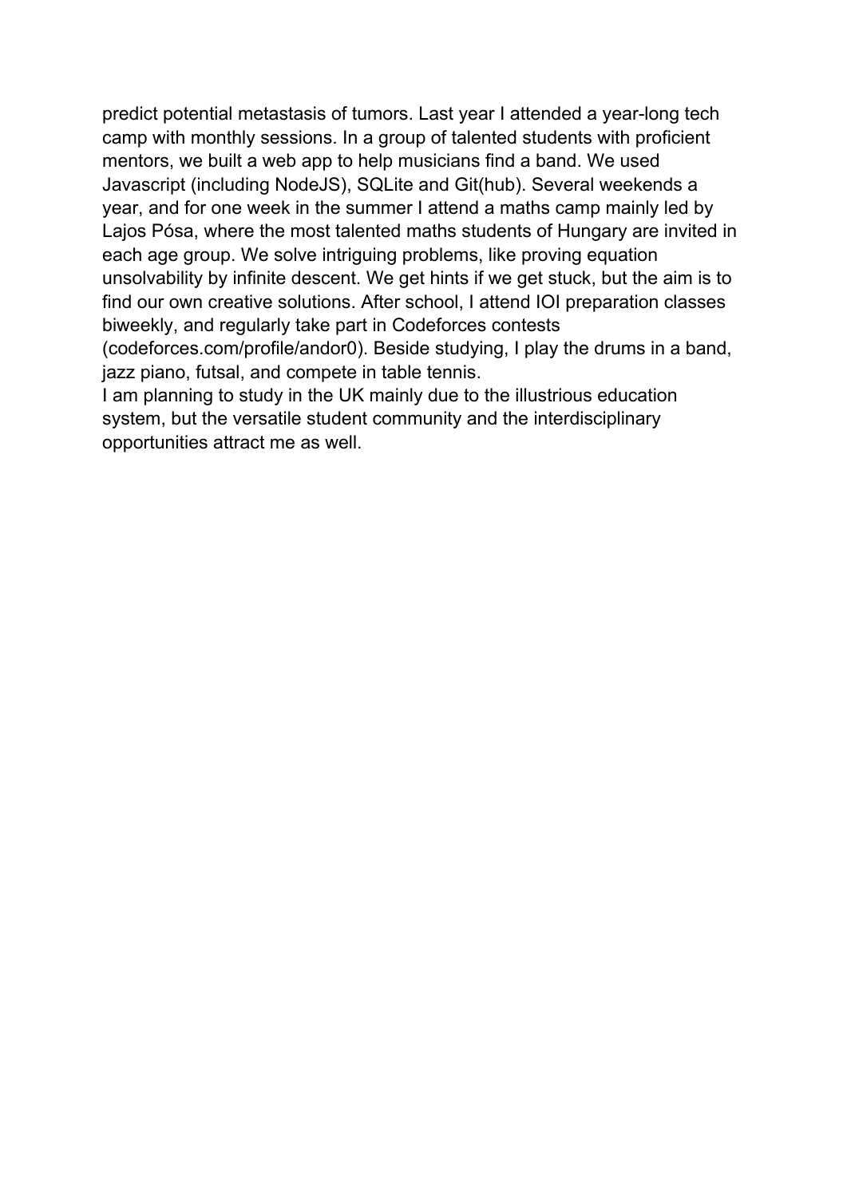predict potential metastasis of tumors. Last year I attended a year-long tech camp with monthly sessions. In a group of talented students with proficient mentors, we built a web app to help musicians find a band. We used Javascript (including NodeJS), SQLite and Git(hub). Several weekends a year, and for one week in the summer I attend a maths camp mainly led by Lajos Pósa, where the most talented maths students of Hungary are invited in each age group. We solve intriguing problems, like proving equation unsolvability by infinite descent. We get hints if we get stuck, but the aim is to find our own creative solutions. After school, I attend IOI preparation classes biweekly, and regularly take part in Codeforces contests (codeforces.com/profile/andor0). Beside studying, I play the drums in a band, jazz piano, futsal, and compete in table tennis.

I am planning to study in the UK mainly due to the illustrious education system, but the versatile student community and the interdisciplinary opportunities attract me as well.